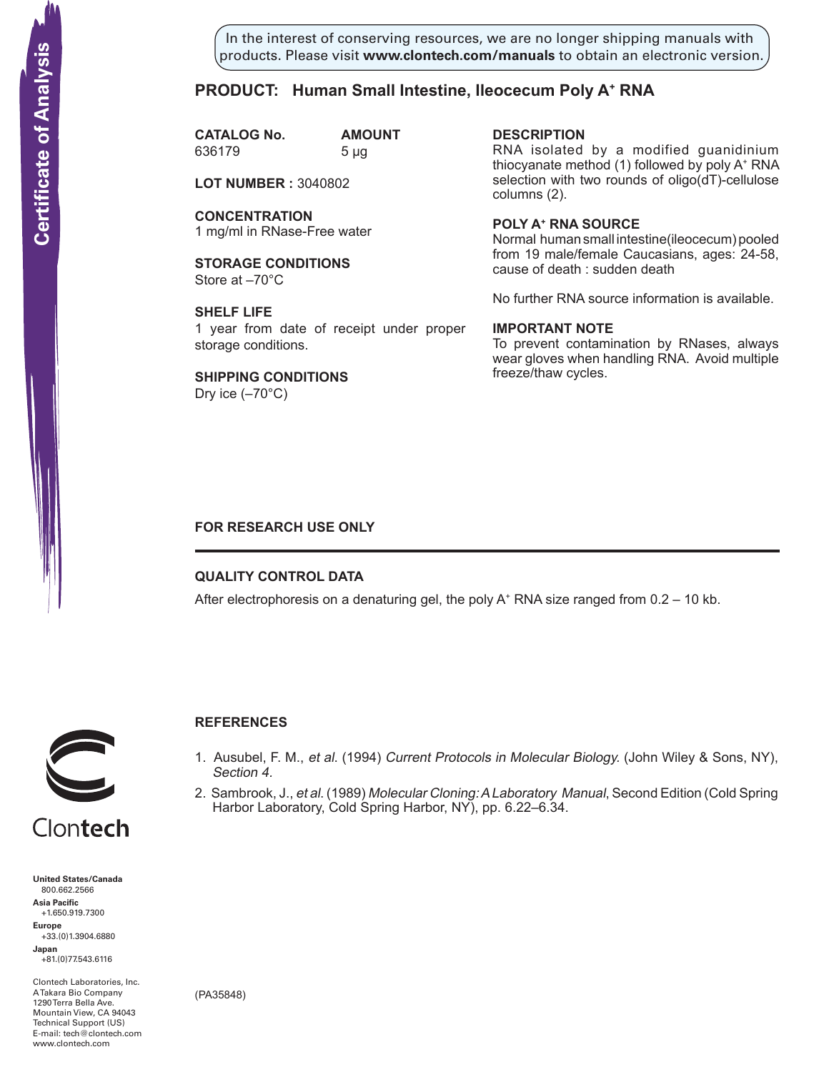In the interest of conserving resources, we are no longer shipping manuals with products. Please visit **www.clontech.com/manuals** to obtain an electronic version.

# Certificate of Analysis

## PRODUCT: Human Small Intestine, Ileocecum Poly A+ RNA

**CATALOG No.** 636179

**AMOUNT** 5 µg

**LOT NUMBER :** 3040802

**CONCENTRATION**
1 mg/ml in RNase-Free water

**STORAGE CONDITIONS**
Store at –70°C

**SHELF LIFE**
1 year from date of receipt under proper storage conditions.

**SHIPPING CONDITIONS**
Dry ice (–70°C)

**DESCRIPTION**
RNA isolated by a modified guanidinium thiocyanate method (1) followed by poly A+ RNA selection with two rounds of oligo(dT)-cellulose columns (2).

**POLY A+ RNA SOURCE**
Normal human small intestine(ileocecum) pooled from 19 male/female Caucasians, ages: 24-58, cause of death : sudden death

No further RNA source information is available.

**IMPORTANT NOTE**
To prevent contamination by RNases, always wear gloves when handling RNA. Avoid multiple freeze/thaw cycles.

**FOR RESEARCH USE ONLY**

---

### QUALITY CONTROL DATA

After electrophoresis on a denaturing gel, the poly A+ RNA size ranged from 0.2 – 10 kb.

### REFERENCES

1. Ausubel, F. M., *et al.* (1994) *Current Protocols in Molecular Biology.* (John Wiley & Sons, NY), *Section 4.*
2. Sambrook, J., *et al.* (1989) *Molecular Cloning: A Laboratory Manual*, Second Edition (Cold Spring Harbor Laboratory, Cold Spring Harbor, NY), pp. 6.22–6.34.

(PA35848)

Clontech

**United States/Canada**
800.662.2566
**Asia Pacific**
+1.650.919.7300
**Europe**
+33.(0)1.3904.6880
**Japan**
+81.(0)77.543.6116

Clontech Laboratories, Inc.
A Takara Bio Company
1290 Terra Bella Ave.
Mountain View, CA 94043
Technical Support (US)
E-mail: tech@clontech.com
www.clontech.com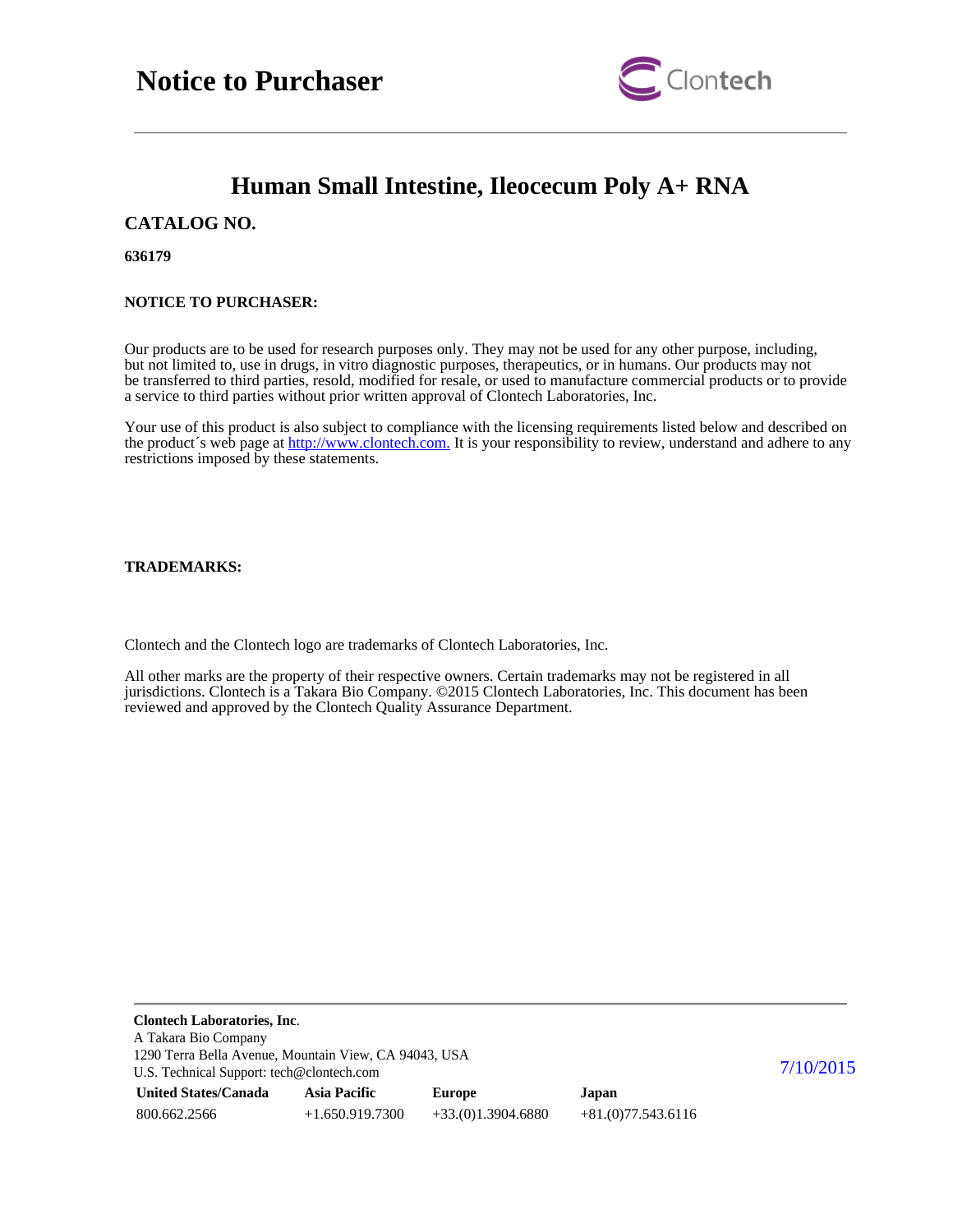# Notice to Purchaser

## Human Small Intestine, Ileocecum Poly A+ RNA

### CATALOG NO.

**636179**

**NOTICE TO PURCHASER:**

Our products are to be used for research purposes only. They may not be used for any other purpose, including, but not limited to, use in drugs, in vitro diagnostic purposes, therapeutics, or in humans. Our products may not be transferred to third parties, resold, modified for resale, or used to manufacture commercial products or to provide a service to third parties without prior written approval of Clontech Laboratories, Inc.

Your use of this product is also subject to compliance with the licensing requirements listed below and described on the product´s web page at http://www.clontech.com. It is your responsibility to review, understand and adhere to any restrictions imposed by these statements.

**TRADEMARKS:**

Clontech and the Clontech logo are trademarks of Clontech Laboratories, Inc.

All other marks are the property of their respective owners. Certain trademarks may not be registered in all jurisdictions. Clontech is a Takara Bio Company. ©2015 Clontech Laboratories, Inc. This document has been reviewed and approved by the Clontech Quality Assurance Department.

**Clontech Laboratories, Inc.**
A Takara Bio Company
1290 Terra Bella Avenue, Mountain View, CA 94043, USA
U.S. Technical Support: tech@clontech.com

| United States/Canada | Asia Pacific | Europe | Japan |
| --- | --- | --- | --- |
| 800.662.2566 | +1.650.919.7300 | +33.(0)1.3904.6880 | +81.(0)77.543.6116 |

7/10/2015